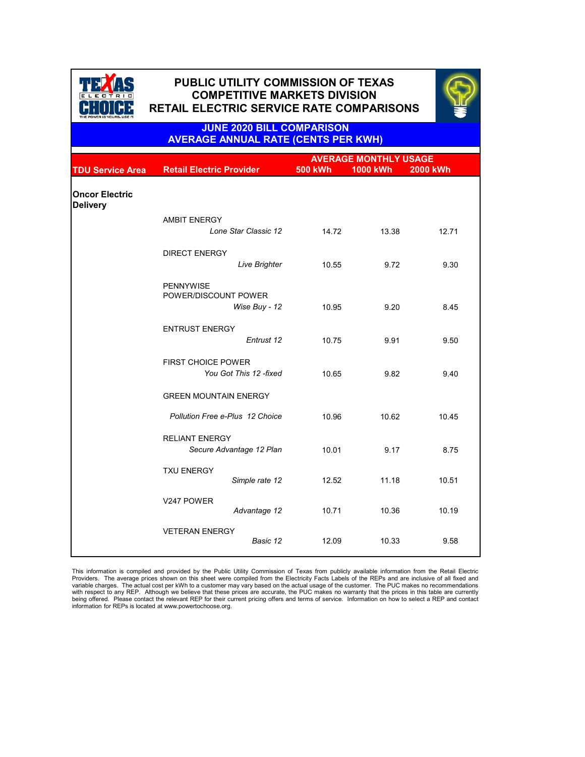# PUBLIC UTILITY COMMISSION OF TEXAS
## COMPETITIVE MARKETS DIVISION
## RETAIL ELECTRIC SERVICE RATE COMPARISONS

### JUNE 2020 BILL COMPARISON
### AVERAGE ANNUAL RATE (CENTS PER KWH)

| TDU Service Area | Retail Electric Provider | AVERAGE MONTHLY USAGE 500 kWh | 1000 kWh | 2000 kWh |
|---|---|---|---|---|
| **Oncor Electric Delivery** | | | | |
| | AMBIT ENERGY | | | |
| | *Lone Star Classic 12* | 14.72 | 13.38 | 12.71 |
| | DIRECT ENERGY | | | |
| | *Live Brighter* | 10.55 | 9.72 | 9.30 |
| | PENNYWISE POWER/DISCOUNT POWER | | | |
| | *Wise Buy - 12* | 10.95 | 9.20 | 8.45 |
| | ENTRUST ENERGY | | | |
| | *Entrust 12* | 10.75 | 9.91 | 9.50 |
| | FIRST CHOICE POWER | | | |
| | *You Got This 12 -fixed* | 10.65 | 9.82 | 9.40 |
| | GREEN MOUNTAIN ENERGY | | | |
| | *Pollution Free e-Plus 12 Choice* | 10.96 | 10.62 | 10.45 |
| | RELIANT ENERGY | | | |
| | *Secure Advantage 12 Plan* | 10.01 | 9.17 | 8.75 |
| | TXU ENERGY | | | |
| | *Simple rate 12* | 12.52 | 11.18 | 10.51 |
| | V247 POWER | | | |
| | *Advantage 12* | 10.71 | 10.36 | 10.19 |
| | VETERAN ENERGY | | | |
| | *Basic 12* | 12.09 | 10.33 | 9.58 |

This information is compiled and provided by the Public Utility Commission of Texas from publicly available information from the Retail Electric Providers. The average prices shown on this sheet were compiled from the Electricity Facts Labels of the REPs and are inclusive of all fixed and variable charges. The actual cost per kWh to a customer may vary based on the actual usage of the customer. The PUC makes no recommendations with respect to any REP. Although we believe that these prices are accurate, the PUC makes no warranty that the prices in this table are currently being offered. Please contact the relevant REP for their current pricing offers and terms of service. Information on how to select a REP and contact information for REPs is located at www.powertochoose.org.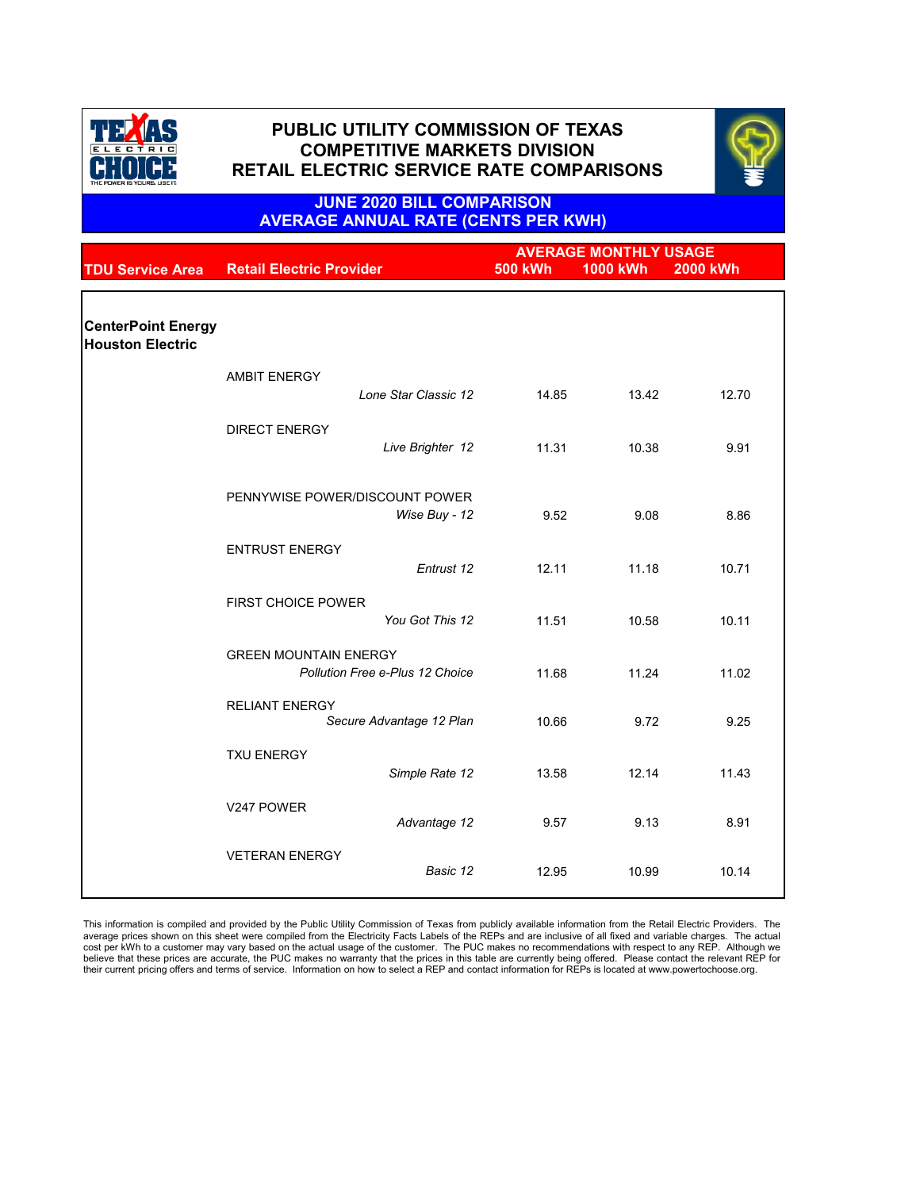# PUBLIC UTILITY COMMISSION OF TEXAS
# COMPETITIVE MARKETS DIVISION
# RETAIL ELECTRIC SERVICE RATE COMPARISONS

## JUNE 2020 BILL COMPARISON
## AVERAGE ANNUAL RATE (CENTS PER KWH)

| TDU Service Area | Retail Electric Provider | | AVERAGE MONTHLY USAGE 500 kWh | 1000 kWh | 2000 kWh |
|---|---|---|---|---|---|
| **CenterPoint Energy Houston Electric** | | | | | |
| | AMBIT ENERGY | *Lone Star Classic 12* | 14.85 | 13.42 | 12.70 |
| | DIRECT ENERGY | *Live Brighter 12* | 11.31 | 10.38 | 9.91 |
| | PENNYWISE POWER/DISCOUNT POWER | *Wise Buy - 12* | 9.52 | 9.08 | 8.86 |
| | ENTRUST ENERGY | *Entrust 12* | 12.11 | 11.18 | 10.71 |
| | FIRST CHOICE POWER | *You Got This 12* | 11.51 | 10.58 | 10.11 |
| | GREEN MOUNTAIN ENERGY | *Pollution Free e-Plus 12 Choice* | 11.68 | 11.24 | 11.02 |
| | RELIANT ENERGY | *Secure Advantage 12 Plan* | 10.66 | 9.72 | 9.25 |
| | TXU ENERGY | *Simple Rate 12* | 13.58 | 12.14 | 11.43 |
| | V247 POWER | *Advantage 12* | 9.57 | 9.13 | 8.91 |
| | VETERAN ENERGY | *Basic 12* | 12.95 | 10.99 | 10.14 |

This information is compiled and provided by the Public Utility Commission of Texas from publicly available information from the Retail Electric Providers. The average prices shown on this sheet were compiled from the Electricity Facts Labels of the REPs and are inclusive of all fixed and variable charges. The actual cost per kWh to a customer may vary based on the actual usage of the customer. The PUC makes no recommendations with respect to any REP. Although we believe that these prices are accurate, the PUC makes no warranty that the prices in this table are currently being offered. Please contact the relevant REP for their current pricing offers and terms of service. Information on how to select a REP and contact information for REPs is located at www.powertochoose.org.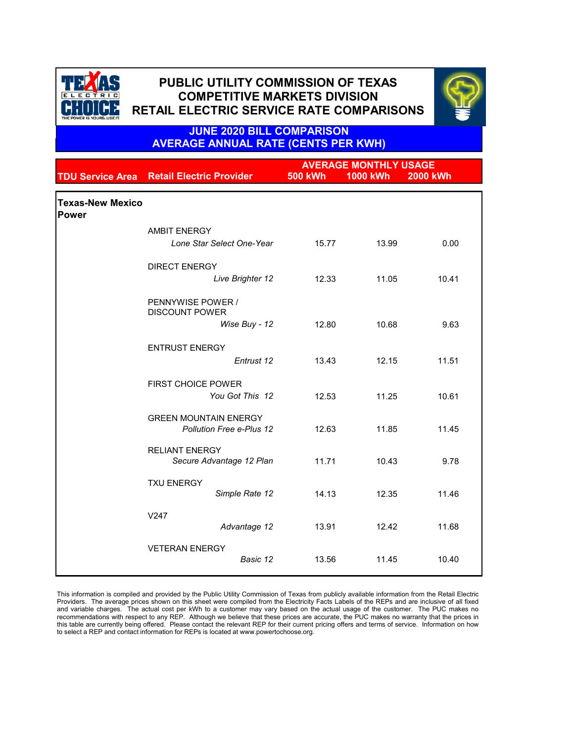# PUBLIC UTILITY COMMISSION OF TEXAS
## COMPETITIVE MARKETS DIVISION
## RETAIL ELECTRIC SERVICE RATE COMPARISONS

### JUNE 2020 BILL COMPARISON
### AVERAGE ANNUAL RATE (CENTS PER KWH)

| TDU Service Area | Retail Electric Provider | AVERAGE MONTHLY USAGE 500 kWh | 1000 kWh | 2000 kWh |
|---|---|---|---|---|
| **Texas-New Mexico Power** | | | | |
| | AMBIT ENERGY | | | |
| | *Lone Star Select One-Year* | 15.77 | 13.99 | 0.00 |
| | DIRECT ENERGY | | | |
| | *Live Brighter 12* | 12.33 | 11.05 | 10.41 |
| | PENNYWISE POWER / DISCOUNT POWER | | | |
| | *Wise Buy - 12* | 12.80 | 10.68 | 9.63 |
| | ENTRUST ENERGY | | | |
| | *Entrust 12* | 13.43 | 12.15 | 11.51 |
| | FIRST CHOICE POWER | | | |
| | *You Got This 12* | 12.53 | 11.25 | 10.61 |
| | GREEN MOUNTAIN ENERGY | | | |
| | *Pollution Free e-Plus 12* | 12.63 | 11.85 | 11.45 |
| | RELIANT ENERGY | | | |
| | *Secure Advantage 12 Plan* | 11.71 | 10.43 | 9.78 |
| | TXU ENERGY | | | |
| | *Simple Rate 12* | 14.13 | 12.35 | 11.46 |
| | V247 | | | |
| | *Advantage 12* | 13.91 | 12.42 | 11.68 |
| | VETERAN ENERGY | | | |
| | *Basic 12* | 13.56 | 11.45 | 10.40 |

This information is compiled and provided by the Public Utility Commission of Texas from publicly available information from the Retail Electric Providers. The average prices shown on this sheet were compiled from the Electricity Facts Labels of the REPs and are inclusive of all fixed and variable charges. The actual cost per kWh to a customer may vary based on the actual usage of the customer. The PUC makes no recommendations with respect to any REP. Although we believe that these prices are accurate, the PUC makes no warranty that the prices in this table are currently being offered. Please contact the relevant REP for their current pricing offers and terms of service. Information on how to select a REP and contact information for REPs is located at www.powertochoose.org.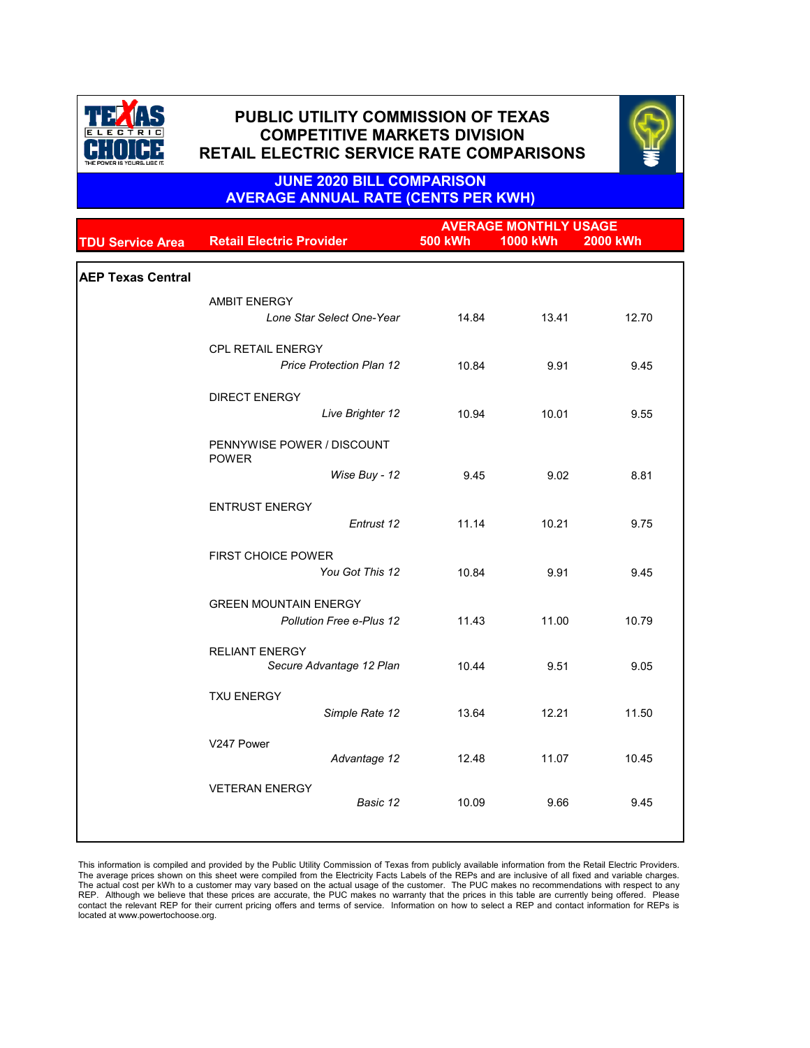# PUBLIC UTILITY COMMISSION OF TEXAS
# COMPETITIVE MARKETS DIVISION
# RETAIL ELECTRIC SERVICE RATE COMPARISONS

## JUNE 2020 BILL COMPARISON
## AVERAGE ANNUAL RATE (CENTS PER KWH)

| TDU Service Area | Retail Electric Provider | AVERAGE MONTHLY USAGE 500 kWh | 1000 kWh | 2000 kWh |
|---|---|---|---|---|
| **AEP Texas Central** | | | | |
| | AMBIT ENERGY | | | |
| | *Lone Star Select One-Year* | 14.84 | 13.41 | 12.70 |
| | CPL RETAIL ENERGY | | | |
| | *Price Protection Plan 12* | 10.84 | 9.91 | 9.45 |
| | DIRECT ENERGY | | | |
| | *Live Brighter 12* | 10.94 | 10.01 | 9.55 |
| | PENNYWISE POWER / DISCOUNT POWER | | | |
| | *Wise Buy - 12* | 9.45 | 9.02 | 8.81 |
| | ENTRUST ENERGY | | | |
| | *Entrust 12* | 11.14 | 10.21 | 9.75 |
| | FIRST CHOICE POWER | | | |
| | *You Got This 12* | 10.84 | 9.91 | 9.45 |
| | GREEN MOUNTAIN ENERGY | | | |
| | *Pollution Free e-Plus 12* | 11.43 | 11.00 | 10.79 |
| | RELIANT ENERGY | | | |
| | *Secure Advantage 12 Plan* | 10.44 | 9.51 | 9.05 |
| | TXU ENERGY | | | |
| | *Simple Rate 12* | 13.64 | 12.21 | 11.50 |
| | V247 Power | | | |
| | *Advantage 12* | 12.48 | 11.07 | 10.45 |
| | VETERAN ENERGY | | | |
| | *Basic 12* | 10.09 | 9.66 | 9.45 |

This information is compiled and provided by the Public Utility Commission of Texas from publicly available information from the Retail Electric Providers. The average prices shown on this sheet were compiled from the Electricity Facts Labels of the REPs and are inclusive of all fixed and variable charges. The actual cost per kWh to a customer may vary based on the actual usage of the customer. The PUC makes no recommendations with respect to any REP. Although we believe that these prices are accurate, the PUC makes no warranty that the prices in this table are currently being offered. Please contact the relevant REP for their current pricing offers and terms of service. Information on how to select a REP and contact information for REPs is located at www.powertochoose.org.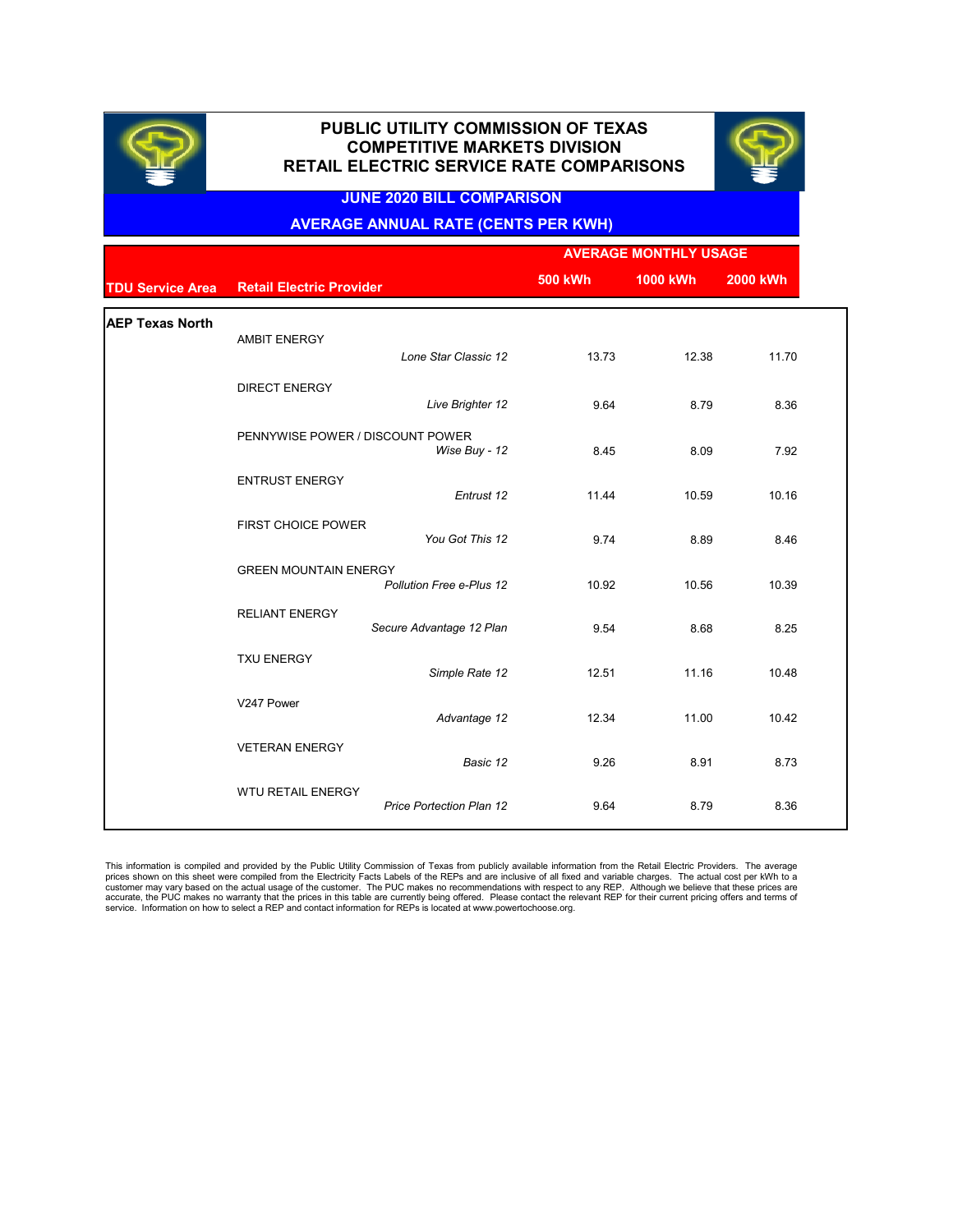# PUBLIC UTILITY COMMISSION OF TEXAS
## COMPETITIVE MARKETS DIVISION
## RETAIL ELECTRIC SERVICE RATE COMPARISONS

**JUNE 2020 BILL COMPARISON**

**AVERAGE ANNUAL RATE (CENTS PER KWH)**

| TDU Service Area | Retail Electric Provider | AVERAGE MONTHLY USAGE | | |
|---|---|---|---|---|
| | | 500 kWh | 1000 kWh | 2000 kWh |
| **AEP Texas North** | | | | |
| | AMBIT ENERGY | | | |
| | *Lone Star Classic 12* | 13.73 | 12.38 | 11.70 |
| | DIRECT ENERGY | | | |
| | *Live Brighter 12* | 9.64 | 8.79 | 8.36 |
| | PENNYWISE POWER / DISCOUNT POWER | | | |
| | *Wise Buy - 12* | 8.45 | 8.09 | 7.92 |
| | ENTRUST ENERGY | | | |
| | *Entrust 12* | 11.44 | 10.59 | 10.16 |
| | FIRST CHOICE POWER | | | |
| | *You Got This 12* | 9.74 | 8.89 | 8.46 |
| | GREEN MOUNTAIN ENERGY | | | |
| | *Pollution Free e-Plus 12* | 10.92 | 10.56 | 10.39 |
| | RELIANT ENERGY | | | |
| | *Secure Advantage 12 Plan* | 9.54 | 8.68 | 8.25 |
| | TXU ENERGY | | | |
| | *Simple Rate 12* | 12.51 | 11.16 | 10.48 |
| | V247 Power | | | |
| | *Advantage 12* | 12.34 | 11.00 | 10.42 |
| | VETERAN ENERGY | | | |
| | *Basic 12* | 9.26 | 8.91 | 8.73 |
| | WTU RETAIL ENERGY | | | |
| | *Price Portection Plan 12* | 9.64 | 8.79 | 8.36 |

This information is compiled and provided by the Public Utility Commission of Texas from publicly available information from the Retail Electric Providers. The average prices shown on this sheet were compiled from the Electricity Facts Labels of the REPs and are inclusive of all fixed and variable charges. The actual cost per kWh to a customer may vary based on the actual usage of the customer. The PUC makes no recommendations with respect to any REP. Although we believe that these prices are accurate, the PUC makes no warranty that the prices in this table are currently being offered. Please contact the relevant REP for their current pricing offers and terms of service. Information on how to select a REP and contact information for REPs is located at www.powertochoose.org.